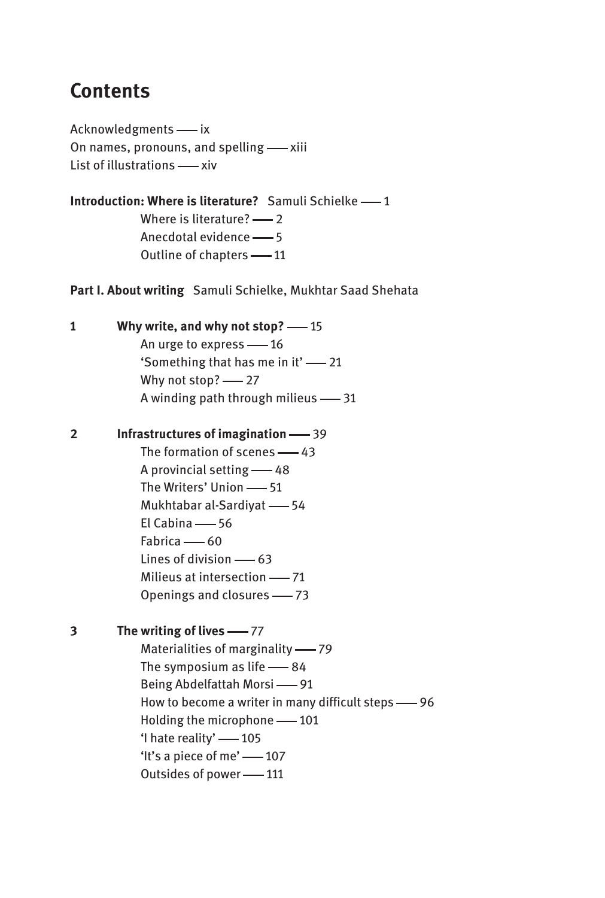# Contents

Acknowledgments —— ix
On names, pronouns, and spelling —— xiii
List of illustrations —— xiv

**Introduction: Where is literature?** Samuli Schielke —— 1
- Where is literature? —— 2
- Anecdotal evidence —— 5
- Outline of chapters —— 11

**Part I. About writing** Samuli Schielke, Mukhtar Saad Shehata

**1 Why write, and why not stop?** —— 15
- An urge to express —— 16
- 'Something that has me in it' —— 21
- Why not stop? —— 27
- A winding path through milieus —— 31

**2 Infrastructures of imagination** —— 39
- The formation of scenes —— 43
- A provincial setting —— 48
- The Writers' Union —— 51
- Mukhtabar al-Sardiyat —— 54
- El Cabina —— 56
- Fabrica —— 60
- Lines of division —— 63
- Milieus at intersection —— 71
- Openings and closures —— 73

**3 The writing of lives** —— 77
- Materialities of marginality —— 79
- The symposium as life —— 84
- Being Abdelfattah Morsi —— 91
- How to become a writer in many difficult steps —— 96
- Holding the microphone —— 101
- 'I hate reality' —— 105
- 'It's a piece of me' —— 107
- Outsides of power —— 111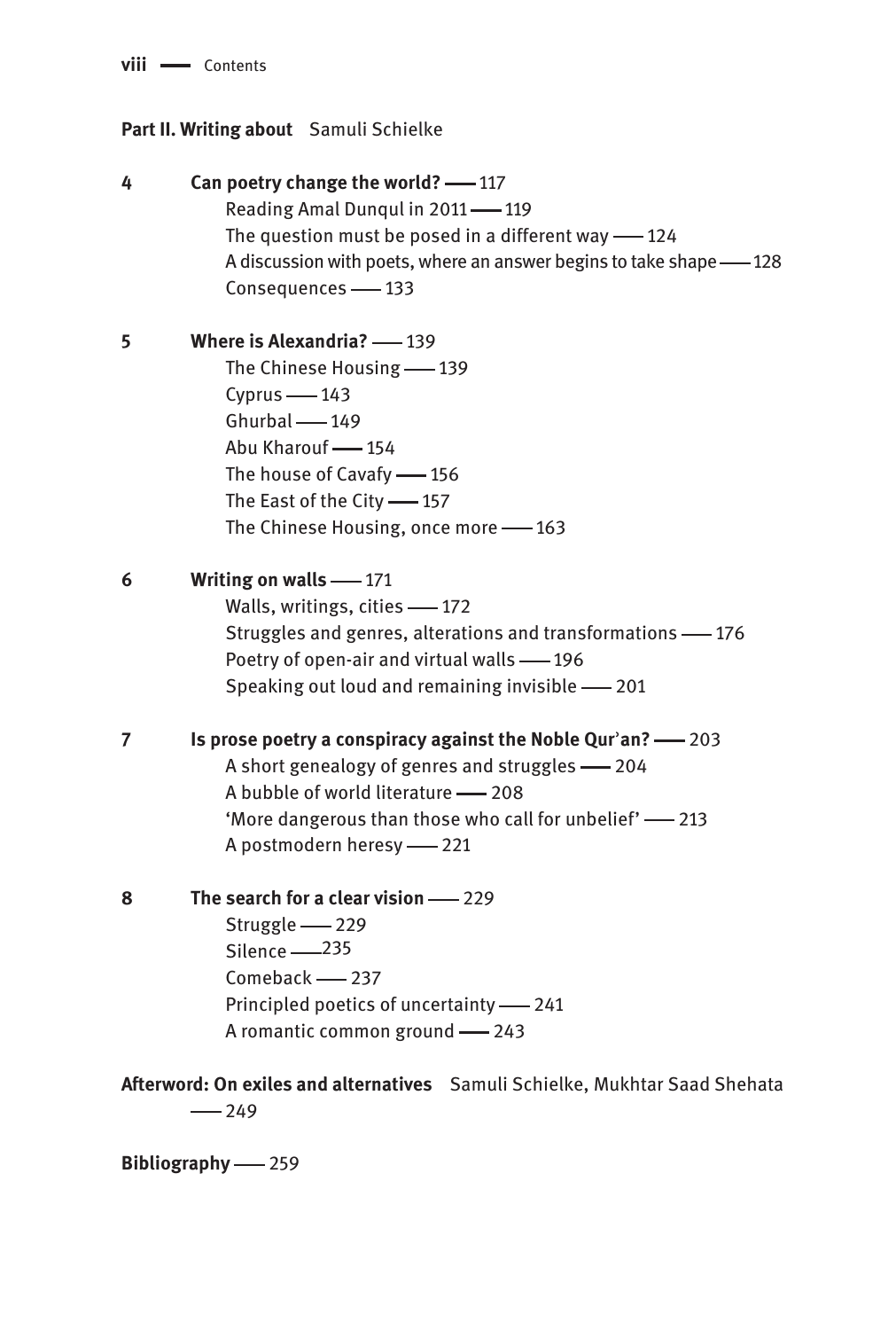**Part II. Writing about** Samuli Schielke

**4 Can poetry change the world? —— 117**

- Reading Amal Dunqul in 2011 —— 119
- The question must be posed in a different way —— 124
- A discussion with poets, where an answer begins to take shape —— 128
- Consequences —— 133

**5 Where is Alexandria? —— 139**

- The Chinese Housing —— 139
- Cyprus —— 143
- Ghurbal —— 149
- Abu Kharouf —— 154
- The house of Cavafy —— 156
- The East of the City —— 157
- The Chinese Housing, once more —— 163

**6 Writing on walls —— 171**

- Walls, writings, cities —— 172
- Struggles and genres, alterations and transformations —— 176
- Poetry of open-air and virtual walls —— 196
- Speaking out loud and remaining invisible —— 201

**7 Is prose poetry a conspiracy against the Noble Qur'an? —— 203**

- A short genealogy of genres and struggles —— 204
- A bubble of world literature —— 208
- 'More dangerous than those who call for unbelief' —— 213
- A postmodern heresy —— 221

**8 The search for a clear vision —— 229**

- Struggle —— 229
- Silence —— 235
- Comeback —— 237
- Principled poetics of uncertainty —— 241
- A romantic common ground —— 243

**Afterword: On exiles and alternatives** Samuli Schielke, Mukhtar Saad Shehata —— 249

**Bibliography —— 259**